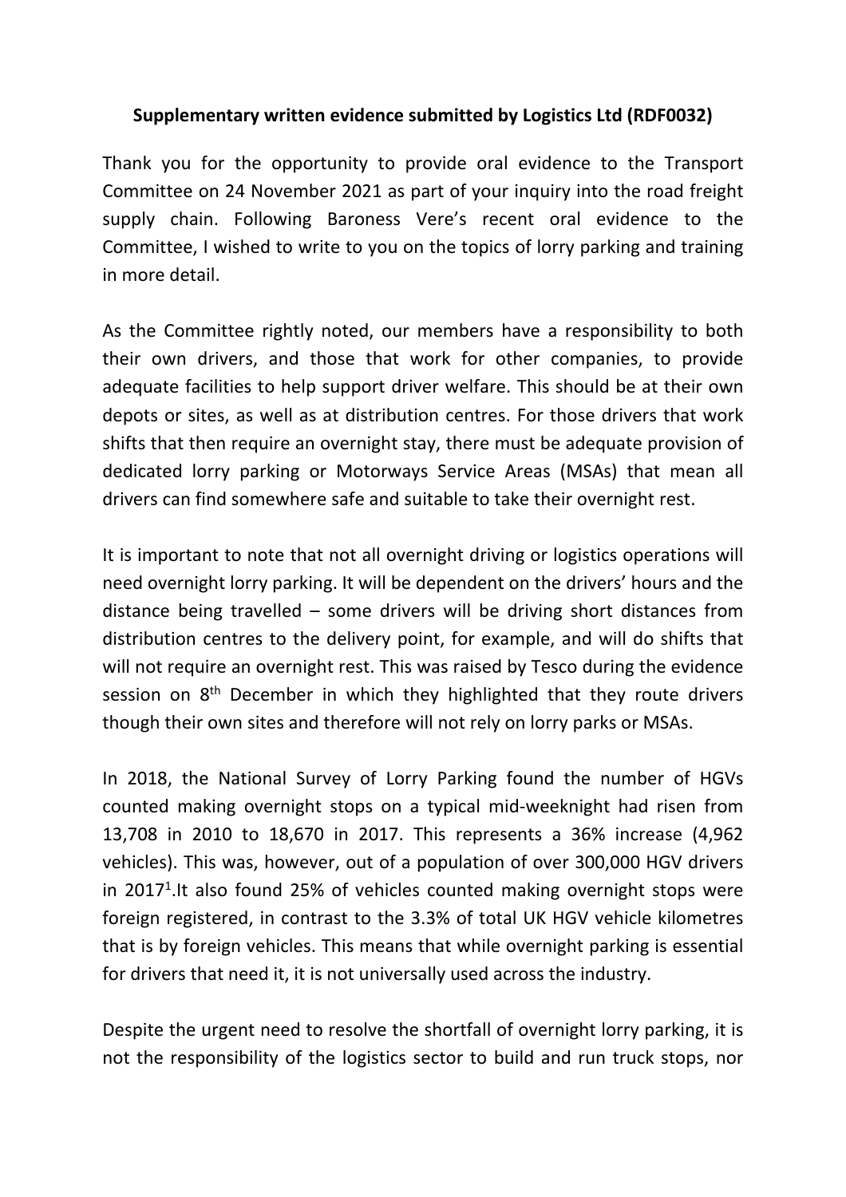**Supplementary written evidence submitted by Logistics Ltd (RDF0032)**

Thank you for the opportunity to provide oral evidence to the Transport Committee on 24 November 2021 as part of your inquiry into the road freight supply chain. Following Baroness Vere's recent oral evidence to the Committee, I wished to write to you on the topics of lorry parking and training in more detail.

As the Committee rightly noted, our members have a responsibility to both their own drivers, and those that work for other companies, to provide adequate facilities to help support driver welfare. This should be at their own depots or sites, as well as at distribution centres. For those drivers that work shifts that then require an overnight stay, there must be adequate provision of dedicated lorry parking or Motorways Service Areas (MSAs) that mean all drivers can find somewhere safe and suitable to take their overnight rest.

It is important to note that not all overnight driving or logistics operations will need overnight lorry parking. It will be dependent on the drivers' hours and the distance being travelled – some drivers will be driving short distances from distribution centres to the delivery point, for example, and will do shifts that will not require an overnight rest. This was raised by Tesco during the evidence session on 8th December in which they highlighted that they route drivers though their own sites and therefore will not rely on lorry parks or MSAs.

In 2018, the National Survey of Lorry Parking found the number of HGVs counted making overnight stops on a typical mid-weeknight had risen from 13,708 in 2010 to 18,670 in 2017. This represents a 36% increase (4,962 vehicles). This was, however, out of a population of over 300,000 HGV drivers in 2017[1].It also found 25% of vehicles counted making overnight stops were foreign registered, in contrast to the 3.3% of total UK HGV vehicle kilometres that is by foreign vehicles. This means that while overnight parking is essential for drivers that need it, it is not universally used across the industry.

Despite the urgent need to resolve the shortfall of overnight lorry parking, it is not the responsibility of the logistics sector to build and run truck stops, nor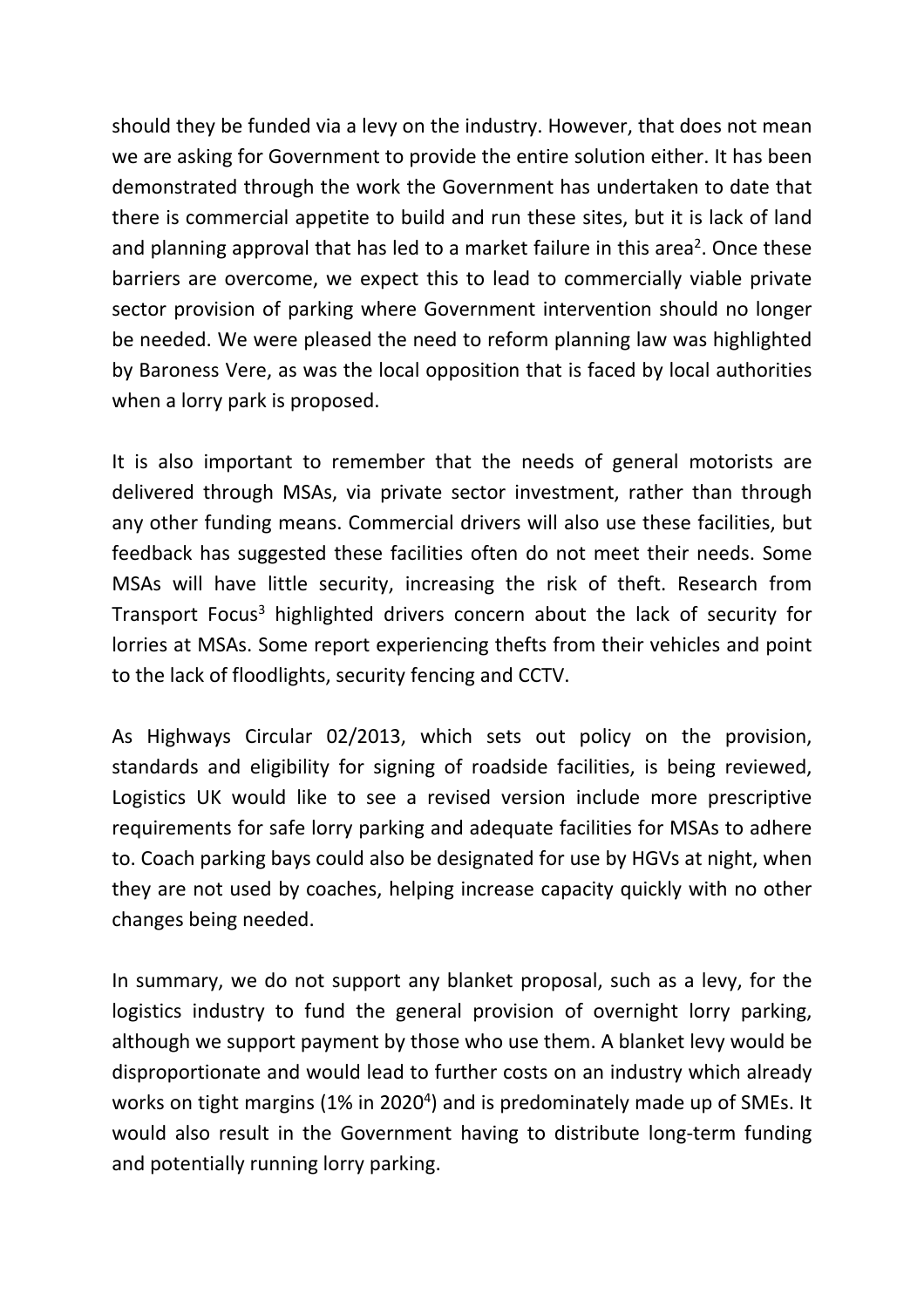should they be funded via a levy on the industry. However, that does not mean we are asking for Government to provide the entire solution either. It has been demonstrated through the work the Government has undertaken to date that there is commercial appetite to build and run these sites, but it is lack of land and planning approval that has led to a market failure in this area[2]. Once these barriers are overcome, we expect this to lead to commercially viable private sector provision of parking where Government intervention should no longer be needed. We were pleased the need to reform planning law was highlighted by Baroness Vere, as was the local opposition that is faced by local authorities when a lorry park is proposed.

It is also important to remember that the needs of general motorists are delivered through MSAs, via private sector investment, rather than through any other funding means. Commercial drivers will also use these facilities, but feedback has suggested these facilities often do not meet their needs. Some MSAs will have little security, increasing the risk of theft. Research from Transport Focus[3] highlighted drivers concern about the lack of security for lorries at MSAs. Some report experiencing thefts from their vehicles and point to the lack of floodlights, security fencing and CCTV.

As Highways Circular 02/2013, which sets out policy on the provision, standards and eligibility for signing of roadside facilities, is being reviewed, Logistics UK would like to see a revised version include more prescriptive requirements for safe lorry parking and adequate facilities for MSAs to adhere to. Coach parking bays could also be designated for use by HGVs at night, when they are not used by coaches, helping increase capacity quickly with no other changes being needed.

In summary, we do not support any blanket proposal, such as a levy, for the logistics industry to fund the general provision of overnight lorry parking, although we support payment by those who use them. A blanket levy would be disproportionate and would lead to further costs on an industry which already works on tight margins (1% in 2020[4]) and is predominately made up of SMEs. It would also result in the Government having to distribute long-term funding and potentially running lorry parking.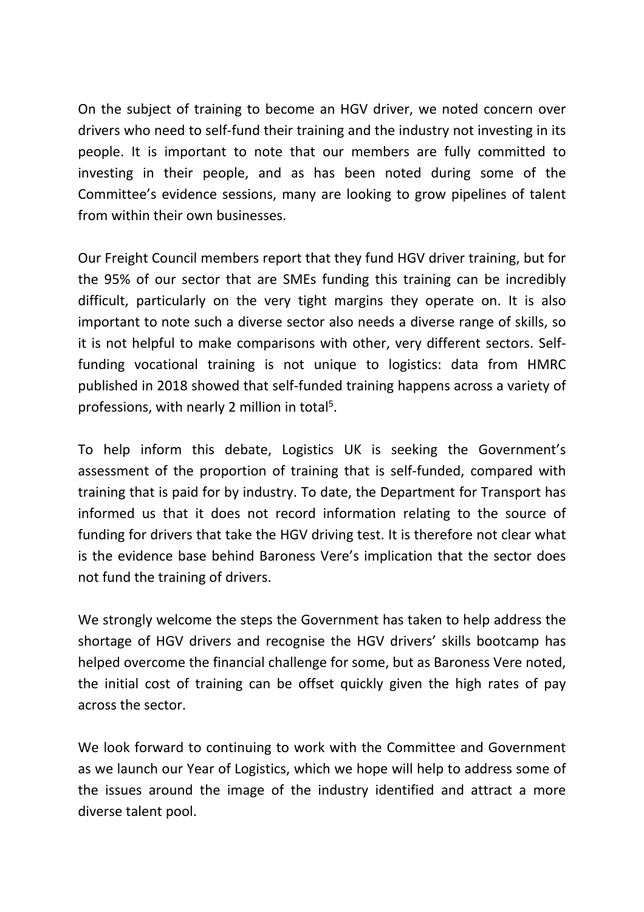On the subject of training to become an HGV driver, we noted concern over drivers who need to self-fund their training and the industry not investing in its people. It is important to note that our members are fully committed to investing in their people, and as has been noted during some of the Committee's evidence sessions, many are looking to grow pipelines of talent from within their own businesses.

Our Freight Council members report that they fund HGV driver training, but for the 95% of our sector that are SMEs funding this training can be incredibly difficult, particularly on the very tight margins they operate on. It is also important to note such a diverse sector also needs a diverse range of skills, so it is not helpful to make comparisons with other, very different sectors. Self-funding vocational training is not unique to logistics: data from HMRC published in 2018 showed that self-funded training happens across a variety of professions, with nearly 2 million in total[5].

To help inform this debate, Logistics UK is seeking the Government's assessment of the proportion of training that is self-funded, compared with training that is paid for by industry. To date, the Department for Transport has informed us that it does not record information relating to the source of funding for drivers that take the HGV driving test. It is therefore not clear what is the evidence base behind Baroness Vere's implication that the sector does not fund the training of drivers.

We strongly welcome the steps the Government has taken to help address the shortage of HGV drivers and recognise the HGV drivers' skills bootcamp has helped overcome the financial challenge for some, but as Baroness Vere noted, the initial cost of training can be offset quickly given the high rates of pay across the sector.

We look forward to continuing to work with the Committee and Government as we launch our Year of Logistics, which we hope will help to address some of the issues around the image of the industry identified and attract a more diverse talent pool.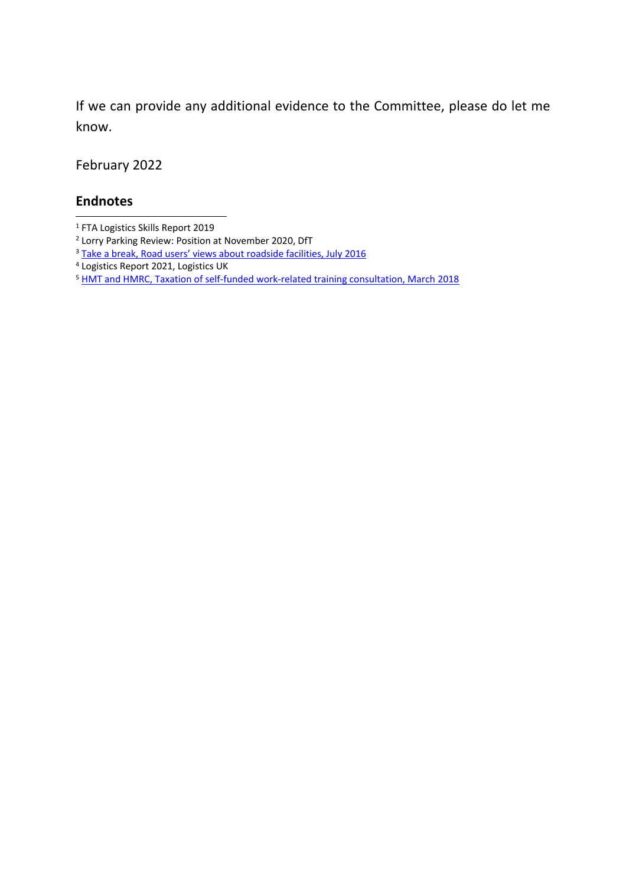If we can provide any additional evidence to the Committee, please do let me know.

February 2022

## Endnotes

[1] FTA Logistics Skills Report 2019

[2] Lorry Parking Review: Position at November 2020, DfT

[3] Take a break, Road users' views about roadside facilities, July 2016

[4] Logistics Report 2021, Logistics UK

[5] HMT and HMRC, Taxation of self-funded work-related training consultation, March 2018